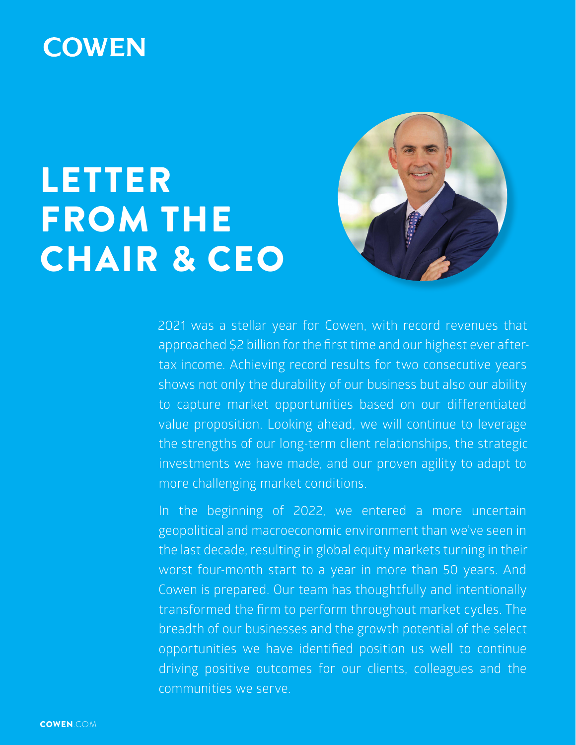COWEN

# LETTER FROM THE CHAIR & CEO

2021 was a stellar year for Cowen, with record revenues that approached $2 billion for the first time and our highest ever after-tax income. Achieving record results for two consecutive years shows not only the durability of our business but also our ability to capture market opportunities based on our differentiated value proposition. Looking ahead, we will continue to leverage the strengths of our long-term client relationships, the strategic investments we have made, and our proven agility to adapt to more challenging market conditions.

In the beginning of 2022, we entered a more uncertain geopolitical and macroeconomic environment than we've seen in the last decade, resulting in global equity markets turning in their worst four-month start to a year in more than 50 years. And Cowen is prepared. Our team has thoughtfully and intentionally transformed the firm to perform throughout market cycles. The breadth of our businesses and the growth potential of the select opportunities we have identified position us well to continue driving positive outcomes for our clients, colleagues and the communities we serve.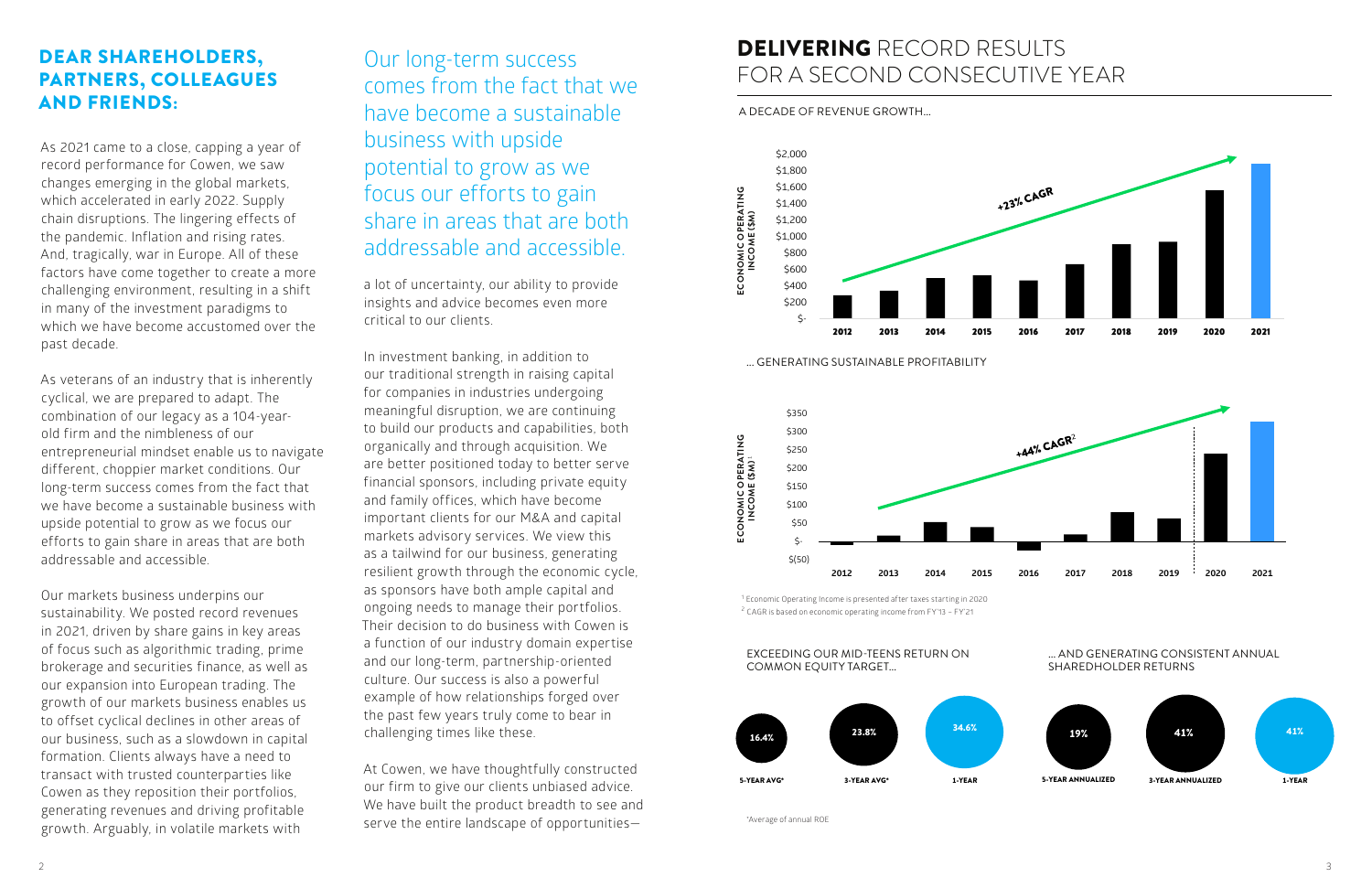## DEAR SHAREHOLDERS, PARTNERS, COLLEAGUES AND FRIENDS:

As 2021 came to a close, capping a year of record performance for Cowen, we saw changes emerging in the global markets, which accelerated in early 2022. Supply chain disruptions. The lingering effects of the pandemic. Inflation and rising rates. And, tragically, war in Europe. All of these factors have come together to create a more challenging environment, resulting in a shift in many of the investment paradigms to which we have become accustomed over the past decade.

As veterans of an industry that is inherently cyclical, we are prepared to adapt. The combination of our legacy as a 104-year-old firm and the nimbleness of our entrepreneurial mindset enable us to navigate different, choppier market conditions. Our long-term success comes from the fact that we have become a sustainable business with upside potential to grow as we focus our efforts to gain share in areas that are both addressable and accessible.

Our markets business underpins our sustainability. We posted record revenues in 2021, driven by share gains in key areas of focus such as algorithmic trading, prime brokerage and securities finance, as well as our expansion into European trading. The growth of our markets business enables us to offset cyclical declines in other areas of our business, such as a slowdown in capital formation. Clients always have a need to transact with trusted counterparties like Cowen as they reposition their portfolios, generating revenues and driving profitable growth. Arguably, in volatile markets with

> Our long-term success comes from the fact that we have become a sustainable business with upside potential to grow as we focus our efforts to gain share in areas that are both addressable and accessible.

a lot of uncertainty, our ability to provide insights and advice becomes even more critical to our clients.

In investment banking, in addition to our traditional strength in raising capital for companies in industries undergoing meaningful disruption, we are continuing to build our products and capabilities, both organically and through acquisition. We are better positioned today to better serve financial sponsors, including private equity and family offices, which have become important clients for our M&A and capital markets advisory services. We view this as a tailwind for our business, generating resilient growth through the economic cycle, as sponsors have both ample capital and ongoing needs to manage their portfolios. Their decision to do business with Cowen is a function of our industry domain expertise and our long-term, partnership-oriented culture. Our success is also a powerful example of how relationships forged over the past few years truly come to bear in challenging times like these.

At Cowen, we have thoughtfully constructed our firm to give our clients unbiased advice. We have built the product breadth to see and serve the entire landscape of opportunities—

## DELIVERING RECORD RESULTS FOR A SECOND CONSECUTIVE YEAR

A DECADE OF REVENUE GROWTH...

ECONOMIC OPERATING INCOME ($M)

$2,000
$1,800
$1,600
$1,400
$1,200
$1,000
$800
$600
$400
$200
$-

+23% CAGR

2012 2013 2014 2015 2016 2017 2018 2019 2020 2021

... GENERATING SUSTAINABLE PROFITABILITY

ECONOMIC OPERATING INCOME ($M)[1]

$350
$300
$250
$200
$150
$100
$50
$-
$(50)

+44% CAGR[2]

2012 2013 2014 2015 2016 2017 2018 2019 2020 2021

[1] Economic Operating Income is presented after taxes starting in 2020

[2] CAGR is based on economic operating income from FY'13 – FY'21

EXCEEDING OUR MID-TEENS RETURN ON COMMON EQUITY TARGET...

16.4%
5-YEAR AVG*

23.8%
3-YEAR AVG*

34.6%
1-YEAR

... AND GENERATING CONSISTENT ANNUAL SHAREHOLDER RETURNS

19%
5-YEAR ANNUALIZED

41%
3-YEAR ANNUALIZED

41%
1-YEAR

*Average of annual ROE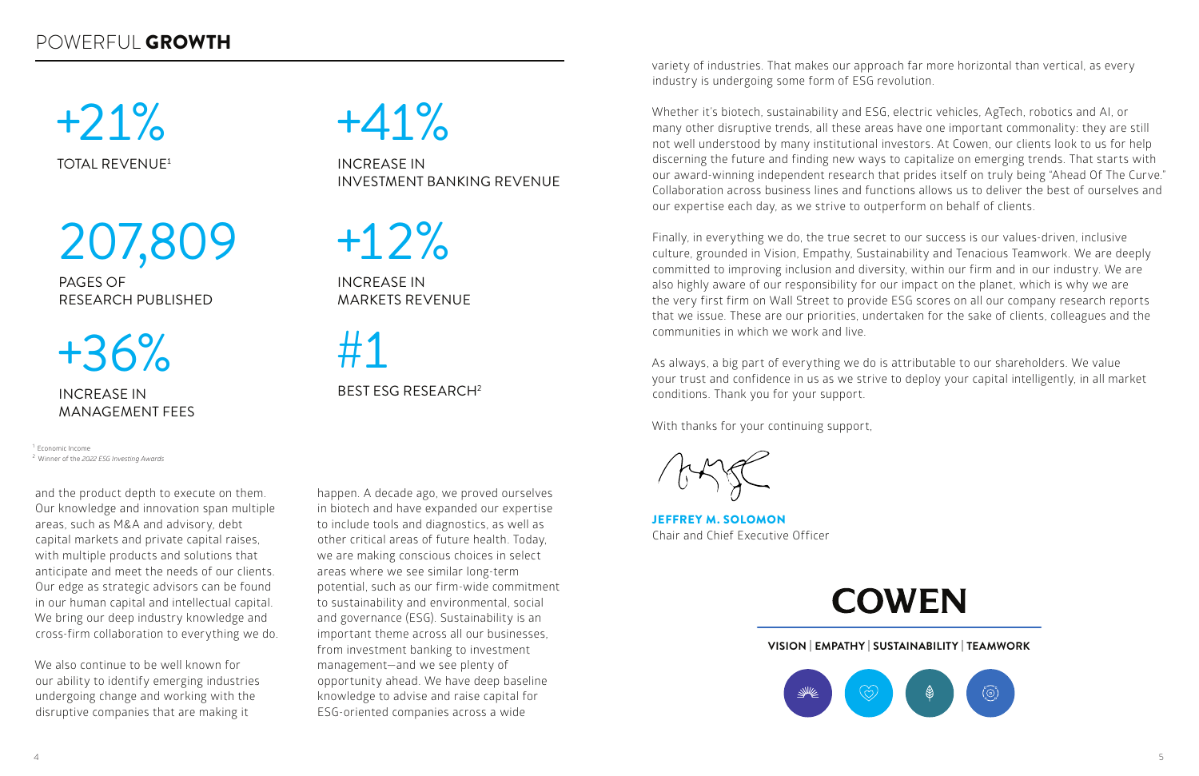## POWERFUL **GROWTH**

+21%

TOTAL REVENUE[1]

207,809

PAGES OF RESEARCH PUBLISHED

+36%

INCREASE IN MANAGEMENT FEES

+41%

INCREASE IN INVESTMENT BANKING REVENUE

+12%

INCREASE IN MARKETS REVENUE

#1

BEST ESG RESEARCH[2]

[1] Economic Income
[2] Winner of the *2022 ESG Investing Awards*

and the product depth to execute on them. Our knowledge and innovation span multiple areas, such as M&A and advisory, debt capital markets and private capital raises, with multiple products and solutions that anticipate and meet the needs of our clients. Our edge as strategic advisors can be found in our human capital and intellectual capital. We bring our deep industry knowledge and cross-firm collaboration to everything we do.

We also continue to be well known for our ability to identify emerging industries undergoing change and working with the disruptive companies that are making it happen. A decade ago, we proved ourselves in biotech and have expanded our expertise to include tools and diagnostics, as well as other critical areas of future health. Today, we are making conscious choices in select areas where we see similar long-term potential, such as our firm-wide commitment to sustainability and environmental, social and governance (ESG). Sustainability is an important theme across all our businesses, from investment banking to investment management—and we see plenty of opportunity ahead. We have deep baseline knowledge to advise and raise capital for ESG-oriented companies across a wide variety of industries. That makes our approach far more horizontal than vertical, as every industry is undergoing some form of ESG revolution.

Whether it's biotech, sustainability and ESG, electric vehicles, AgTech, robotics and AI, or many other disruptive trends, all these areas have one important commonality: they are still not well understood by many institutional investors. At Cowen, our clients look to us for help discerning the future and finding new ways to capitalize on emerging trends. That starts with our award-winning independent research that prides itself on truly being "Ahead Of The Curve." Collaboration across business lines and functions allows us to deliver the best of ourselves and our expertise each day, as we strive to outperform on behalf of clients.

Finally, in everything we do, the true secret to our success is our values-driven, inclusive culture, grounded in Vision, Empathy, Sustainability and Tenacious Teamwork. We are deeply committed to improving inclusion and diversity, within our firm and in our industry. We are also highly aware of our responsibility for our impact on the planet, which is why we are the very first firm on Wall Street to provide ESG scores on all our company research reports that we issue. These are our priorities, undertaken for the sake of clients, colleagues and the communities in which we work and live.

As always, a big part of everything we do is attributable to our shareholders. We value your trust and confidence in us as we strive to deploy your capital intelligently, in all market conditions. Thank you for your support.

With thanks for your continuing support,

**JEFFREY M. SOLOMON**
Chair and Chief Executive Officer

**COWEN**

**VISION | EMPATHY | SUSTAINABILITY | TEAMWORK**